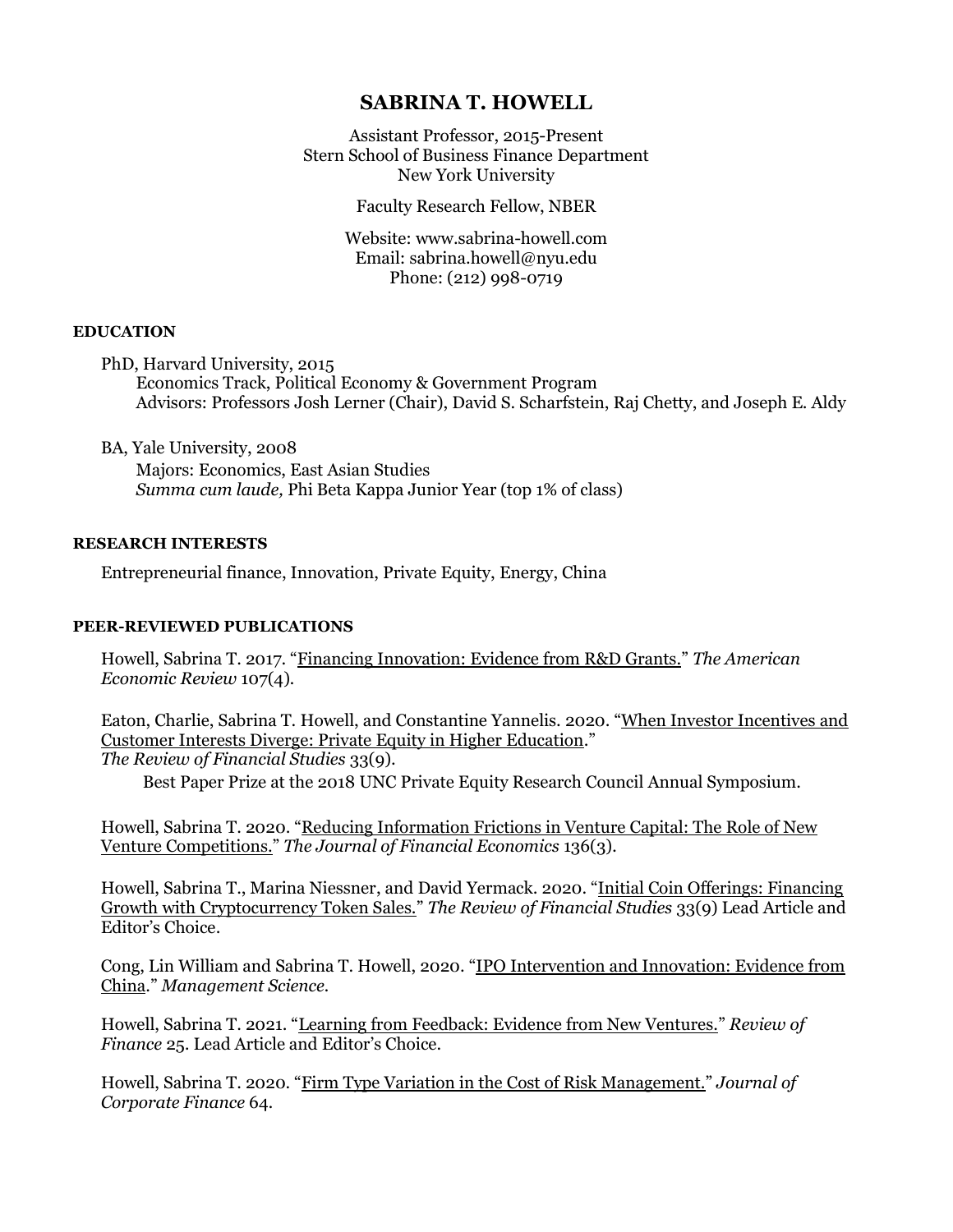# SABRINA T. HOWELL

Assistant Professor, 2015-Present
Stern School of Business Finance Department
New York University

Faculty Research Fellow, NBER

Website: www.sabrina-howell.com
Email: sabrina.howell@nyu.edu
Phone: (212) 998-0719

## EDUCATION

PhD, Harvard University, 2015
Economics Track, Political Economy & Government Program
Advisors: Professors Josh Lerner (Chair), David S. Scharfstein, Raj Chetty, and Joseph E. Aldy

BA, Yale University, 2008
Majors: Economics, East Asian Studies
*Summa cum laude,* Phi Beta Kappa Junior Year (top 1% of class)

## RESEARCH INTERESTS

Entrepreneurial finance, Innovation, Private Equity, Energy, China

## PEER-REVIEWED PUBLICATIONS

Howell, Sabrina T. 2017. "Financing Innovation: Evidence from R&D Grants." *The American Economic Review* 107(4).

Eaton, Charlie, Sabrina T. Howell, and Constantine Yannelis. 2020. "When Investor Incentives and Customer Interests Diverge: Private Equity in Higher Education." *The Review of Financial Studies* 33(9).
Best Paper Prize at the 2018 UNC Private Equity Research Council Annual Symposium.

Howell, Sabrina T. 2020. "Reducing Information Frictions in Venture Capital: The Role of New Venture Competitions." *The Journal of Financial Economics* 136(3).

Howell, Sabrina T., Marina Niessner, and David Yermack. 2020. "Initial Coin Offerings: Financing Growth with Cryptocurrency Token Sales." *The Review of Financial Studies* 33(9) Lead Article and Editor's Choice.

Cong, Lin William and Sabrina T. Howell, 2020. "IPO Intervention and Innovation: Evidence from China." *Management Science*.

Howell, Sabrina T. 2021. "Learning from Feedback: Evidence from New Ventures." *Review of Finance* 25. Lead Article and Editor's Choice.

Howell, Sabrina T. 2020. "Firm Type Variation in the Cost of Risk Management." *Journal of Corporate Finance* 64.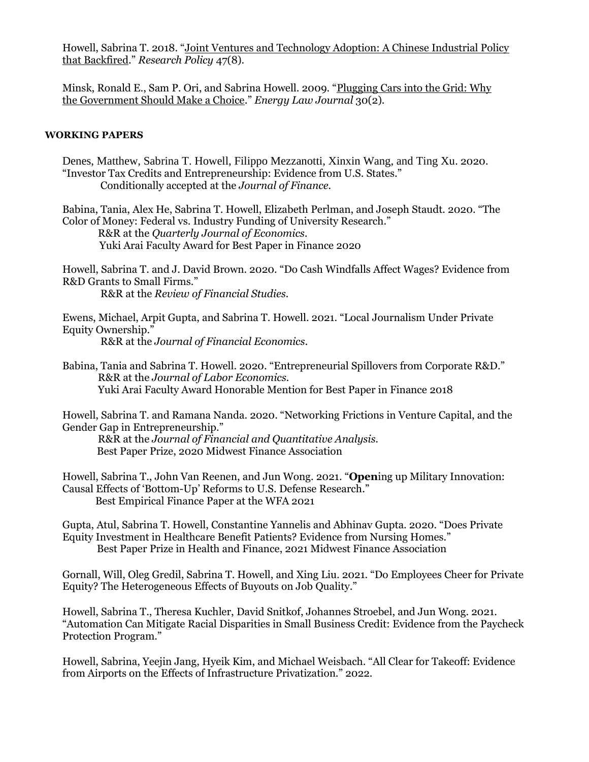Howell, Sabrina T. 2018. "Joint Ventures and Technology Adoption: A Chinese Industrial Policy that Backfired." *Research Policy* 47(8).

Minsk, Ronald E., Sam P. Ori, and Sabrina Howell. 2009. "Plugging Cars into the Grid: Why the Government Should Make a Choice." *Energy Law Journal* 30(2).

## WORKING PAPERS

Denes, Matthew, Sabrina T. Howell, Filippo Mezzanotti, Xinxin Wang, and Ting Xu. 2020. "Investor Tax Credits and Entrepreneurship: Evidence from U.S. States."
Conditionally accepted at the *Journal of Finance*.

Babina, Tania, Alex He, Sabrina T. Howell, Elizabeth Perlman, and Joseph Staudt. 2020. "The Color of Money: Federal vs. Industry Funding of University Research."
R&R at the *Quarterly Journal of Economics*.
Yuki Arai Faculty Award for Best Paper in Finance 2020

Howell, Sabrina T. and J. David Brown. 2020. "Do Cash Windfalls Affect Wages? Evidence from R&D Grants to Small Firms."
R&R at the *Review of Financial Studies*.

Ewens, Michael, Arpit Gupta, and Sabrina T. Howell. 2021. "Local Journalism Under Private Equity Ownership."
R&R at the *Journal of Financial Economics*.

Babina, Tania and Sabrina T. Howell. 2020. "Entrepreneurial Spillovers from Corporate R&D."
R&R at the *Journal of Labor Economics*.
Yuki Arai Faculty Award Honorable Mention for Best Paper in Finance 2018

Howell, Sabrina T. and Ramana Nanda. 2020. "Networking Frictions in Venture Capital, and the Gender Gap in Entrepreneurship."
R&R at the *Journal of Financial and Quantitative Analysis*.
Best Paper Prize, 2020 Midwest Finance Association

Howell, Sabrina T., John Van Reenen, and Jun Wong. 2021. "**Open**ing up Military Innovation: Causal Effects of 'Bottom-Up' Reforms to U.S. Defense Research."
Best Empirical Finance Paper at the WFA 2021

Gupta, Atul, Sabrina T. Howell, Constantine Yannelis and Abhinav Gupta. 2020. "Does Private Equity Investment in Healthcare Benefit Patients? Evidence from Nursing Homes."
Best Paper Prize in Health and Finance, 2021 Midwest Finance Association

Gornall, Will, Oleg Gredil, Sabrina T. Howell, and Xing Liu. 2021. "Do Employees Cheer for Private Equity? The Heterogeneous Effects of Buyouts on Job Quality."

Howell, Sabrina T., Theresa Kuchler, David Snitkof, Johannes Stroebel, and Jun Wong. 2021. "Automation Can Mitigate Racial Disparities in Small Business Credit: Evidence from the Paycheck Protection Program."

Howell, Sabrina, Yeejin Jang, Hyeik Kim, and Michael Weisbach. "All Clear for Takeoff: Evidence from Airports on the Effects of Infrastructure Privatization." 2022.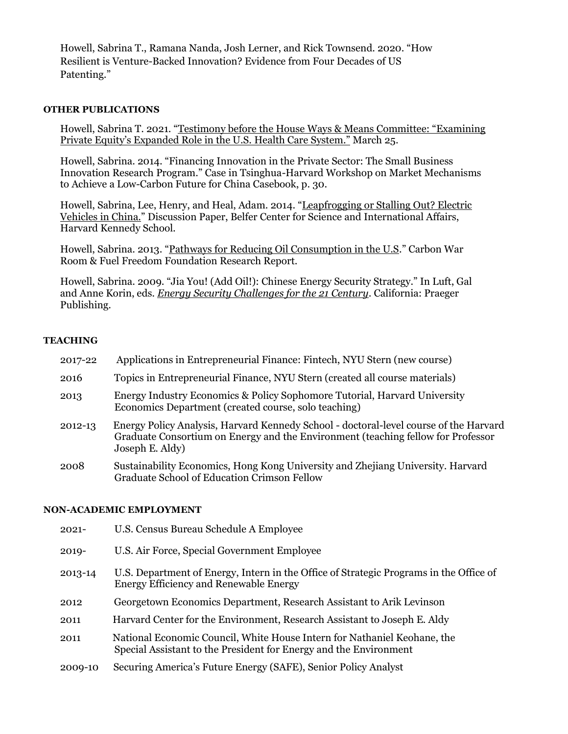Howell, Sabrina T., Ramana Nanda, Josh Lerner, and Rick Townsend. 2020. "How Resilient is Venture-Backed Innovation? Evidence from Four Decades of US Patenting."

## OTHER PUBLICATIONS

Howell, Sabrina T. 2021. "Testimony before the House Ways & Means Committee: "Examining Private Equity's Expanded Role in the U.S. Health Care System." March 25.

Howell, Sabrina. 2014. "Financing Innovation in the Private Sector: The Small Business Innovation Research Program." Case in Tsinghua-Harvard Workshop on Market Mechanisms to Achieve a Low-Carbon Future for China Casebook, p. 30.

Howell, Sabrina, Lee, Henry, and Heal, Adam. 2014. "Leapfrogging or Stalling Out? Electric Vehicles in China." Discussion Paper, Belfer Center for Science and International Affairs, Harvard Kennedy School.

Howell, Sabrina. 2013. "Pathways for Reducing Oil Consumption in the U.S." Carbon War Room & Fuel Freedom Foundation Research Report.

Howell, Sabrina. 2009. "Jia You! (Add Oil!): Chinese Energy Security Strategy." In Luft, Gal and Anne Korin, eds. *Energy Security Challenges for the 21 Century*. California: Praeger Publishing.

## TEACHING

| | |
|---|---|
| 2017-22 | Applications in Entrepreneurial Finance: Fintech, NYU Stern (new course) |
| 2016 | Topics in Entrepreneurial Finance, NYU Stern (created all course materials) |
| 2013 | Energy Industry Economics & Policy Sophomore Tutorial, Harvard University Economics Department (created course, solo teaching) |
| 2012-13 | Energy Policy Analysis, Harvard Kennedy School - doctoral-level course of the Harvard Graduate Consortium on Energy and the Environment (teaching fellow for Professor Joseph E. Aldy) |
| 2008 | Sustainability Economics, Hong Kong University and Zhejiang University. Harvard Graduate School of Education Crimson Fellow |

## NON-ACADEMIC EMPLOYMENT

| | |
|---|---|
| 2021- | U.S. Census Bureau Schedule A Employee |
| 2019- | U.S. Air Force, Special Government Employee |
| 2013-14 | U.S. Department of Energy, Intern in the Office of Strategic Programs in the Office of Energy Efficiency and Renewable Energy |
| 2012 | Georgetown Economics Department, Research Assistant to Arik Levinson |
| 2011 | Harvard Center for the Environment, Research Assistant to Joseph E. Aldy |
| 2011 | National Economic Council, White House Intern for Nathaniel Keohane, the Special Assistant to the President for Energy and the Environment |
| 2009-10 | Securing America's Future Energy (SAFE), Senior Policy Analyst |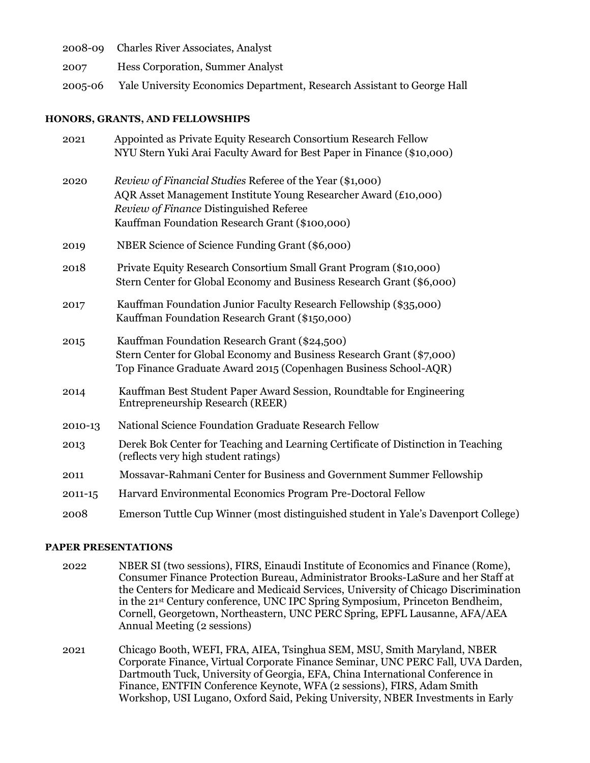2008-09 Charles River Associates, Analyst

2007 Hess Corporation, Summer Analyst

2005-06 Yale University Economics Department, Research Assistant to George Hall

## HONORS, GRANTS, AND FELLOWSHIPS

2021 Appointed as Private Equity Research Consortium Research Fellow
NYU Stern Yuki Arai Faculty Award for Best Paper in Finance ($10,000)

2020 *Review of Financial Studies* Referee of the Year ($1,000)
AQR Asset Management Institute Young Researcher Award (£10,000)
*Review of Finance* Distinguished Referee
Kauffman Foundation Research Grant ($100,000)

2019 NBER Science of Science Funding Grant ($6,000)

2018 Private Equity Research Consortium Small Grant Program ($10,000)
Stern Center for Global Economy and Business Research Grant ($6,000)

2017 Kauffman Foundation Junior Faculty Research Fellowship ($35,000)
Kauffman Foundation Research Grant ($150,000)

2015 Kauffman Foundation Research Grant ($24,500)
Stern Center for Global Economy and Business Research Grant ($7,000)
Top Finance Graduate Award 2015 (Copenhagen Business School-AQR)

2014 Kauffman Best Student Paper Award Session, Roundtable for Engineering Entrepreneurship Research (REER)

2010-13 National Science Foundation Graduate Research Fellow

2013 Derek Bok Center for Teaching and Learning Certificate of Distinction in Teaching (reflects very high student ratings)

2011 Mossavar-Rahmani Center for Business and Government Summer Fellowship

2011-15 Harvard Environmental Economics Program Pre-Doctoral Fellow

2008 Emerson Tuttle Cup Winner (most distinguished student in Yale's Davenport College)

## PAPER PRESENTATIONS

2022 NBER SI (two sessions), FIRS, Einaudi Institute of Economics and Finance (Rome), Consumer Finance Protection Bureau, Administrator Brooks-LaSure and her Staff at the Centers for Medicare and Medicaid Services, University of Chicago Discrimination in the 21st Century conference, UNC IPC Spring Symposium, Princeton Bendheim, Cornell, Georgetown, Northeastern, UNC PERC Spring, EPFL Lausanne, AFA/AEA Annual Meeting (2 sessions)

2021 Chicago Booth, WEFI, FRA, AIEA, Tsinghua SEM, MSU, Smith Maryland, NBER Corporate Finance, Virtual Corporate Finance Seminar, UNC PERC Fall, UVA Darden, Dartmouth Tuck, University of Georgia, EFA, China International Conference in Finance, ENTFIN Conference Keynote, WFA (2 sessions), FIRS, Adam Smith Workshop, USI Lugano, Oxford Said, Peking University, NBER Investments in Early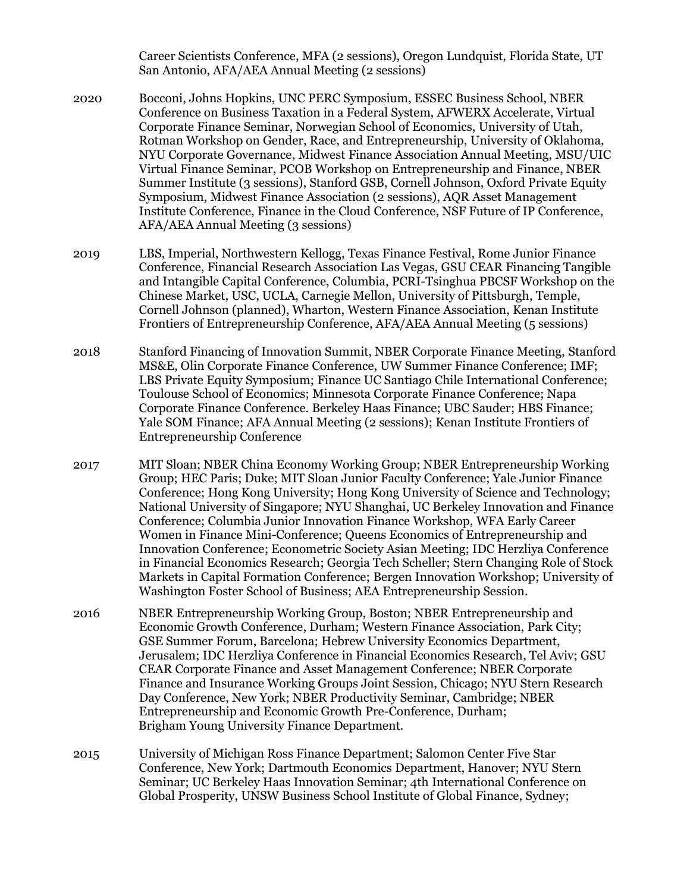Career Scientists Conference, MFA (2 sessions), Oregon Lundquist, Florida State, UT San Antonio, AFA/AEA Annual Meeting (2 sessions)

2020 Bocconi, Johns Hopkins, UNC PERC Symposium, ESSEC Business School, NBER Conference on Business Taxation in a Federal System, AFWERX Accelerate, Virtual Corporate Finance Seminar, Norwegian School of Economics, University of Utah, Rotman Workshop on Gender, Race, and Entrepreneurship, University of Oklahoma, NYU Corporate Governance, Midwest Finance Association Annual Meeting, MSU/UIC Virtual Finance Seminar, PCOB Workshop on Entrepreneurship and Finance, NBER Summer Institute (3 sessions), Stanford GSB, Cornell Johnson, Oxford Private Equity Symposium, Midwest Finance Association (2 sessions), AQR Asset Management Institute Conference, Finance in the Cloud Conference, NSF Future of IP Conference, AFA/AEA Annual Meeting (3 sessions)

2019 LBS, Imperial, Northwestern Kellogg, Texas Finance Festival, Rome Junior Finance Conference, Financial Research Association Las Vegas, GSU CEAR Financing Tangible and Intangible Capital Conference, Columbia, PCRI-Tsinghua PBCSF Workshop on the Chinese Market, USC, UCLA, Carnegie Mellon, University of Pittsburgh, Temple, Cornell Johnson (planned), Wharton, Western Finance Association, Kenan Institute Frontiers of Entrepreneurship Conference, AFA/AEA Annual Meeting (5 sessions)

2018 Stanford Financing of Innovation Summit, NBER Corporate Finance Meeting, Stanford MS&E, Olin Corporate Finance Conference, UW Summer Finance Conference; IMF; LBS Private Equity Symposium; Finance UC Santiago Chile International Conference; Toulouse School of Economics; Minnesota Corporate Finance Conference; Napa Corporate Finance Conference. Berkeley Haas Finance; UBC Sauder; HBS Finance; Yale SOM Finance; AFA Annual Meeting (2 sessions); Kenan Institute Frontiers of Entrepreneurship Conference

2017 MIT Sloan; NBER China Economy Working Group; NBER Entrepreneurship Working Group; HEC Paris; Duke; MIT Sloan Junior Faculty Conference; Yale Junior Finance Conference; Hong Kong University; Hong Kong University of Science and Technology; National University of Singapore; NYU Shanghai, UC Berkeley Innovation and Finance Conference; Columbia Junior Innovation Finance Workshop, WFA Early Career Women in Finance Mini-Conference; Queens Economics of Entrepreneurship and Innovation Conference; Econometric Society Asian Meeting; IDC Herzliya Conference in Financial Economics Research; Georgia Tech Scheller; Stern Changing Role of Stock Markets in Capital Formation Conference; Bergen Innovation Workshop; University of Washington Foster School of Business; AEA Entrepreneurship Session.

2016 NBER Entrepreneurship Working Group, Boston; NBER Entrepreneurship and Economic Growth Conference, Durham; Western Finance Association, Park City; GSE Summer Forum, Barcelona; Hebrew University Economics Department, Jerusalem; IDC Herzliya Conference in Financial Economics Research, Tel Aviv; GSU CEAR Corporate Finance and Asset Management Conference; NBER Corporate Finance and Insurance Working Groups Joint Session, Chicago; NYU Stern Research Day Conference, New York; NBER Productivity Seminar, Cambridge; NBER Entrepreneurship and Economic Growth Pre-Conference, Durham; Brigham Young University Finance Department.

2015 University of Michigan Ross Finance Department; Salomon Center Five Star Conference, New York; Dartmouth Economics Department, Hanover; NYU Stern Seminar; UC Berkeley Haas Innovation Seminar; 4th International Conference on Global Prosperity, UNSW Business School Institute of Global Finance, Sydney;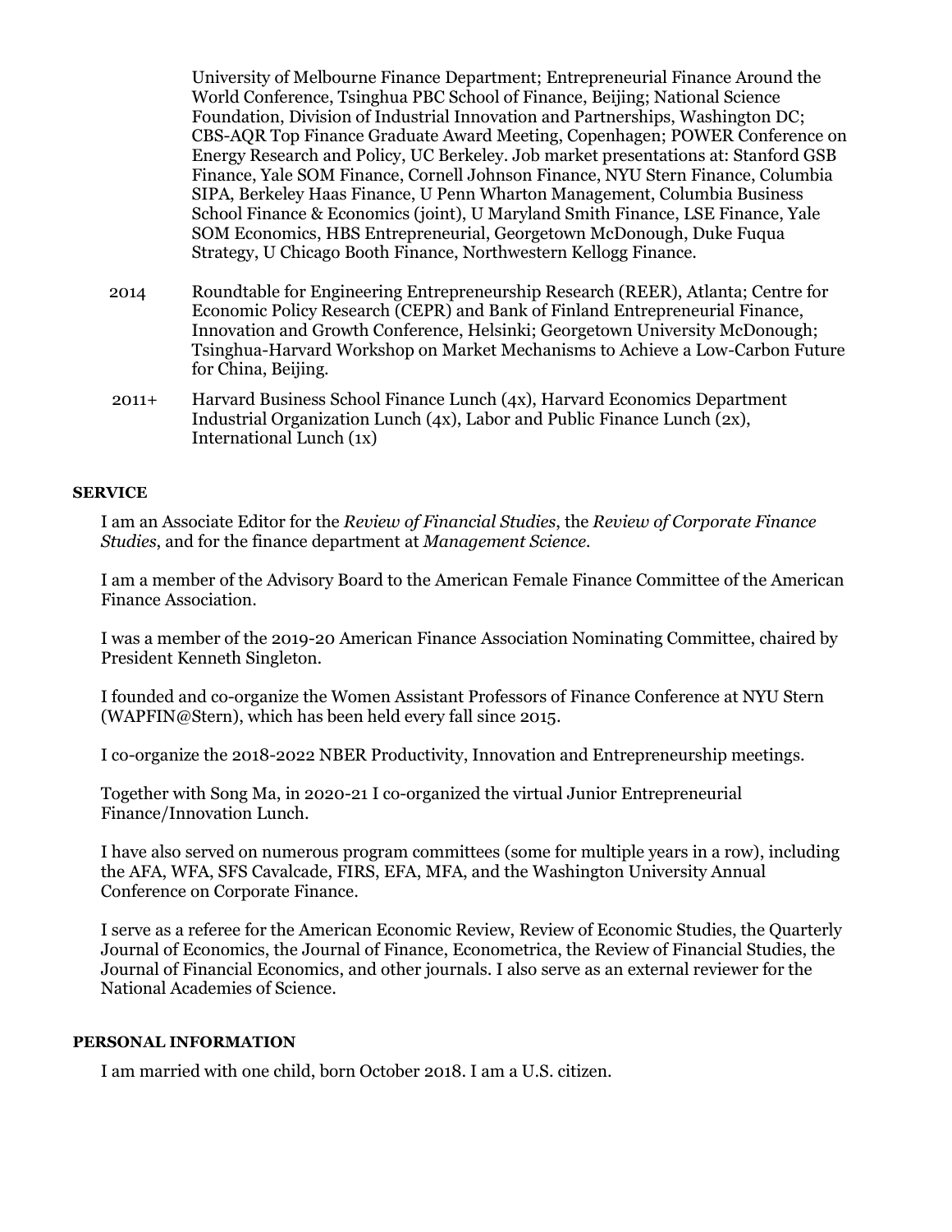University of Melbourne Finance Department; Entrepreneurial Finance Around the World Conference, Tsinghua PBC School of Finance, Beijing; National Science Foundation, Division of Industrial Innovation and Partnerships, Washington DC; CBS-AQR Top Finance Graduate Award Meeting, Copenhagen; POWER Conference on Energy Research and Policy, UC Berkeley. Job market presentations at: Stanford GSB Finance, Yale SOM Finance, Cornell Johnson Finance, NYU Stern Finance, Columbia SIPA, Berkeley Haas Finance, U Penn Wharton Management, Columbia Business School Finance & Economics (joint), U Maryland Smith Finance, LSE Finance, Yale SOM Economics, HBS Entrepreneurial, Georgetown McDonough, Duke Fuqua Strategy, U Chicago Booth Finance, Northwestern Kellogg Finance.

2014 Roundtable for Engineering Entrepreneurship Research (REER), Atlanta; Centre for Economic Policy Research (CEPR) and Bank of Finland Entrepreneurial Finance, Innovation and Growth Conference, Helsinki; Georgetown University McDonough; Tsinghua-Harvard Workshop on Market Mechanisms to Achieve a Low-Carbon Future for China, Beijing.

2011+ Harvard Business School Finance Lunch (4x), Harvard Economics Department Industrial Organization Lunch (4x), Labor and Public Finance Lunch (2x), International Lunch (1x)

**SERVICE**

I am an Associate Editor for the *Review of Financial Studies*, the *Review of Corporate Finance Studies*, and for the finance department at *Management Science*.

I am a member of the Advisory Board to the American Female Finance Committee of the American Finance Association.

I was a member of the 2019-20 American Finance Association Nominating Committee, chaired by President Kenneth Singleton.

I founded and co-organize the Women Assistant Professors of Finance Conference at NYU Stern (WAPFIN@Stern), which has been held every fall since 2015.

I co-organize the 2018-2022 NBER Productivity, Innovation and Entrepreneurship meetings.

Together with Song Ma, in 2020-21 I co-organized the virtual Junior Entrepreneurial Finance/Innovation Lunch.

I have also served on numerous program committees (some for multiple years in a row), including the AFA, WFA, SFS Cavalcade, FIRS, EFA, MFA, and the Washington University Annual Conference on Corporate Finance.

I serve as a referee for the American Economic Review, Review of Economic Studies, the Quarterly Journal of Economics, the Journal of Finance, Econometrica, the Review of Financial Studies, the Journal of Financial Economics, and other journals. I also serve as an external reviewer for the National Academies of Science.

**PERSONAL INFORMATION**

I am married with one child, born October 2018. I am a U.S. citizen.